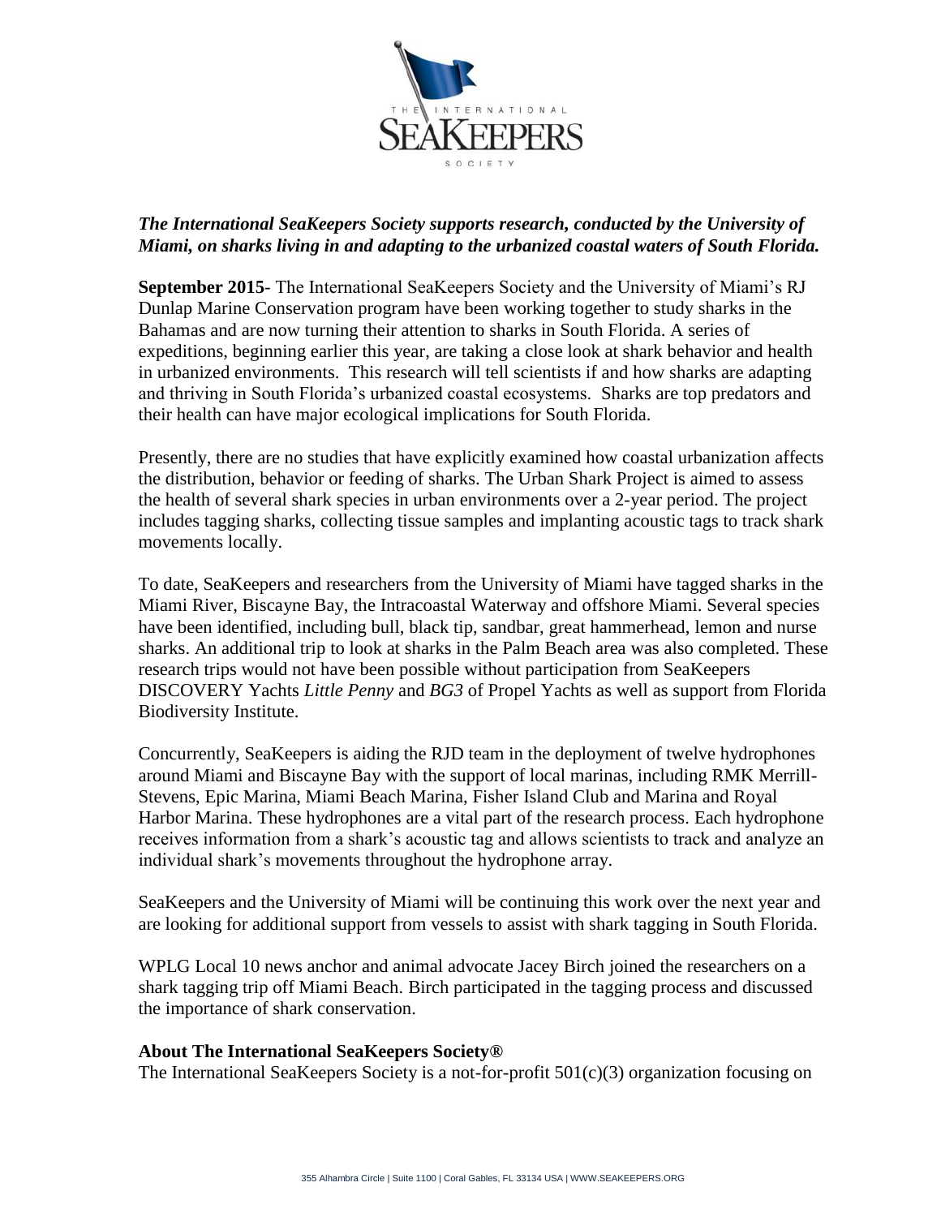*The International SeaKeepers Society supports research, conducted by the University of Miami, on sharks living in and adapting to the urbanized coastal waters of South Florida.*

**September 2015**- The International SeaKeepers Society and the University of Miami's RJ Dunlap Marine Conservation program have been working together to study sharks in the Bahamas and are now turning their attention to sharks in South Florida. A series of expeditions, beginning earlier this year, are taking a close look at shark behavior and health in urbanized environments. This research will tell scientists if and how sharks are adapting and thriving in South Florida's urbanized coastal ecosystems. Sharks are top predators and their health can have major ecological implications for South Florida.

Presently, there are no studies that have explicitly examined how coastal urbanization affects the distribution, behavior or feeding of sharks. The Urban Shark Project is aimed to assess the health of several shark species in urban environments over a 2-year period. The project includes tagging sharks, collecting tissue samples and implanting acoustic tags to track shark movements locally.

To date, SeaKeepers and researchers from the University of Miami have tagged sharks in the Miami River, Biscayne Bay, the Intracoastal Waterway and offshore Miami. Several species have been identified, including bull, black tip, sandbar, great hammerhead, lemon and nurse sharks. An additional trip to look at sharks in the Palm Beach area was also completed. These research trips would not have been possible without participation from SeaKeepers DISCOVERY Yachts *Little Penny* and *BG3* of Propel Yachts as well as support from Florida Biodiversity Institute.

Concurrently, SeaKeepers is aiding the RJD team in the deployment of twelve hydrophones around Miami and Biscayne Bay with the support of local marinas, including RMK Merrill-Stevens, Epic Marina, Miami Beach Marina, Fisher Island Club and Marina and Royal Harbor Marina. These hydrophones are a vital part of the research process. Each hydrophone receives information from a shark's acoustic tag and allows scientists to track and analyze an individual shark's movements throughout the hydrophone array.

SeaKeepers and the University of Miami will be continuing this work over the next year and are looking for additional support from vessels to assist with shark tagging in South Florida.

WPLG Local 10 news anchor and animal advocate Jacey Birch joined the researchers on a shark tagging trip off Miami Beach. Birch participated in the tagging process and discussed the importance of shark conservation.

**About The International SeaKeepers Society®**

The International SeaKeepers Society is a not-for-profit 501(c)(3) organization focusing on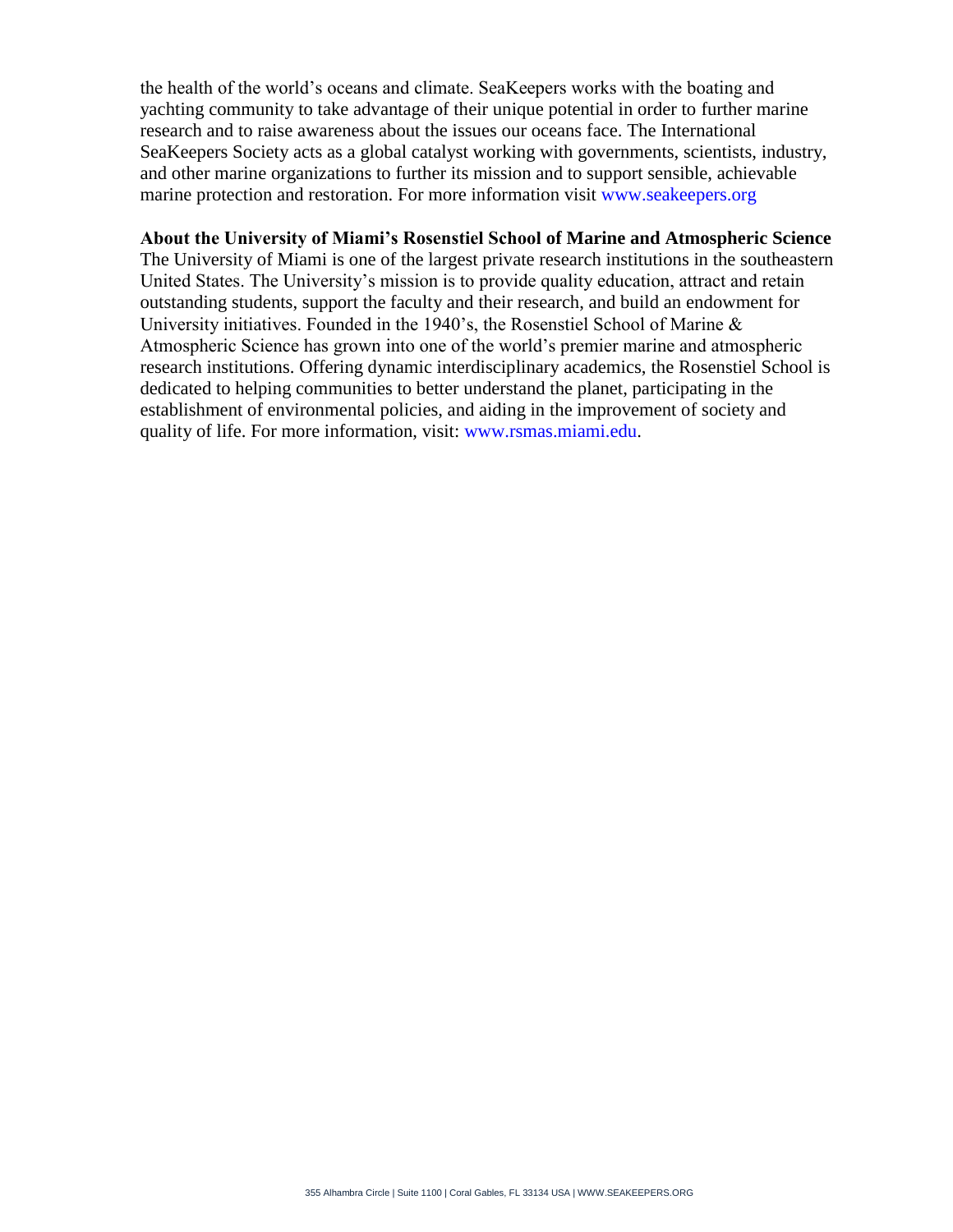the health of the world's oceans and climate. SeaKeepers works with the boating and yachting community to take advantage of their unique potential in order to further marine research and to raise awareness about the issues our oceans face. The International SeaKeepers Society acts as a global catalyst working with governments, scientists, industry, and other marine organizations to further its mission and to support sensible, achievable marine protection and restoration. For more information visit www.seakeepers.org

**About the University of Miami's Rosenstiel School of Marine and Atmospheric Science**

The University of Miami is one of the largest private research institutions in the southeastern United States. The University's mission is to provide quality education, attract and retain outstanding students, support the faculty and their research, and build an endowment for University initiatives. Founded in the 1940's, the Rosenstiel School of Marine & Atmospheric Science has grown into one of the world's premier marine and atmospheric research institutions. Offering dynamic interdisciplinary academics, the Rosenstiel School is dedicated to helping communities to better understand the planet, participating in the establishment of environmental policies, and aiding in the improvement of society and quality of life. For more information, visit: www.rsmas.miami.edu.